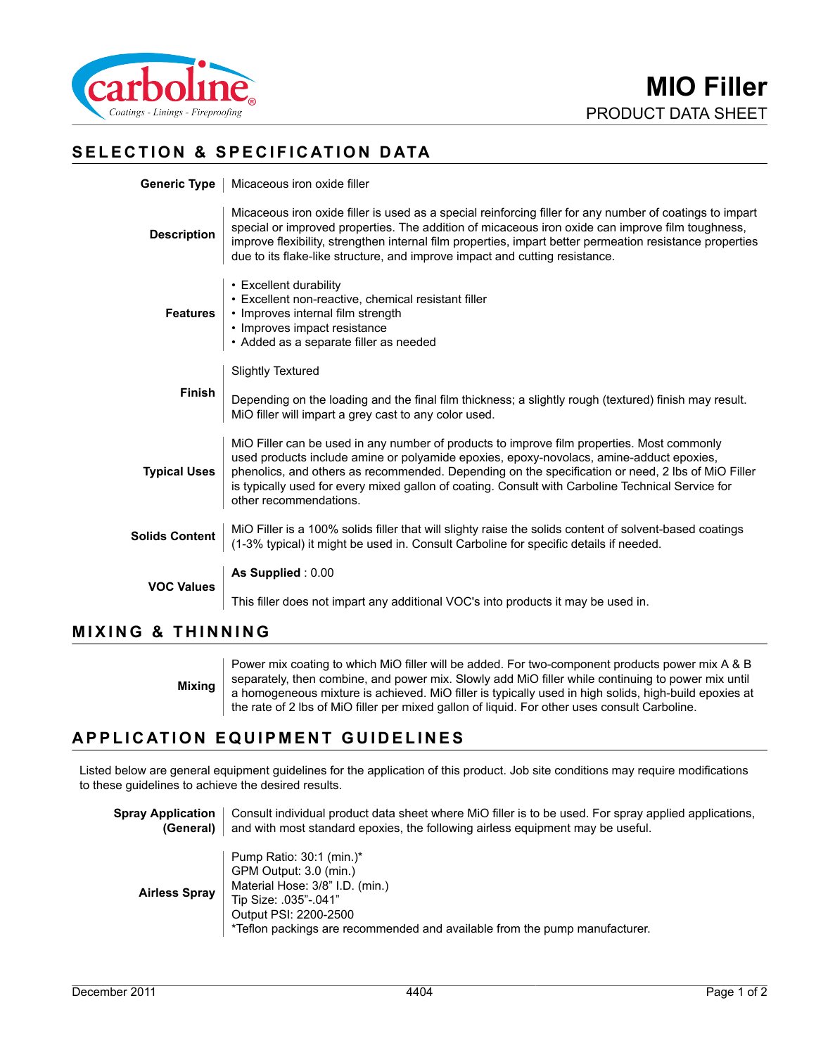# MIO Filler

PRODUCT DATA SHEET

## SELECTION & SPECIFICATION DATA

**Generic Type**

Micaceous iron oxide filler

**Description**

Micaceous iron oxide filler is used as a special reinforcing filler for any number of coatings to impart special or improved properties. The addition of micaceous iron oxide can improve film toughness, improve flexibility, strengthen internal film properties, impart better permeation resistance properties due to its flake-like structure, and improve impact and cutting resistance.

**Features**

- Excellent durability
- Excellent non-reactive, chemical resistant filler
- Improves internal film strength
- Improves impact resistance
- Added as a separate filler as needed

**Finish**

Slightly Textured

Depending on the loading and the final film thickness; a slightly rough (textured) finish may result. MiO filler will impart a grey cast to any color used.

**Typical Uses**

MiO Filler can be used in any number of products to improve film properties. Most commonly used products include amine or polyamide epoxies, epoxy-novolacs, amine-adduct epoxies, phenolics, and others as recommended. Depending on the specification or need, 2 lbs of MiO Filler is typically used for every mixed gallon of coating. Consult with Carboline Technical Service for other recommendations.

**Solids Content**

MiO Filler is a 100% solids filler that will slighty raise the solids content of solvent-based coatings (1-3% typical) it might be used in. Consult Carboline for specific details if needed.

**VOC Values**

**As Supplied** : 0.00

This filler does not impart any additional VOC's into products it may be used in.

## MIXING & THINNING

**Mixing**

Power mix coating to which MiO filler will be added. For two-component products power mix A & B separately, then combine, and power mix. Slowly add MiO filler while continuing to power mix until a homogeneous mixture is achieved. MiO filler is typically used in high solids, high-build epoxies at the rate of 2 lbs of MiO filler per mixed gallon of liquid. For other uses consult Carboline.

## APPLICATION EQUIPMENT GUIDELINES

Listed below are general equipment guidelines for the application of this product. Job site conditions may require modifications to these guidelines to achieve the desired results.

**Spray Application (General)**

Consult individual product data sheet where MiO filler is to be used. For spray applied applications, and with most standard epoxies, the following airless equipment may be useful.

**Airless Spray**

Pump Ratio: 30:1 (min.)*
GPM Output: 3.0 (min.)
Material Hose: 3/8" I.D. (min.)
Tip Size: .035"-.041"
Output PSI: 2200-2500
*Teflon packings are recommended and available from the pump manufacturer.

December 2011 4404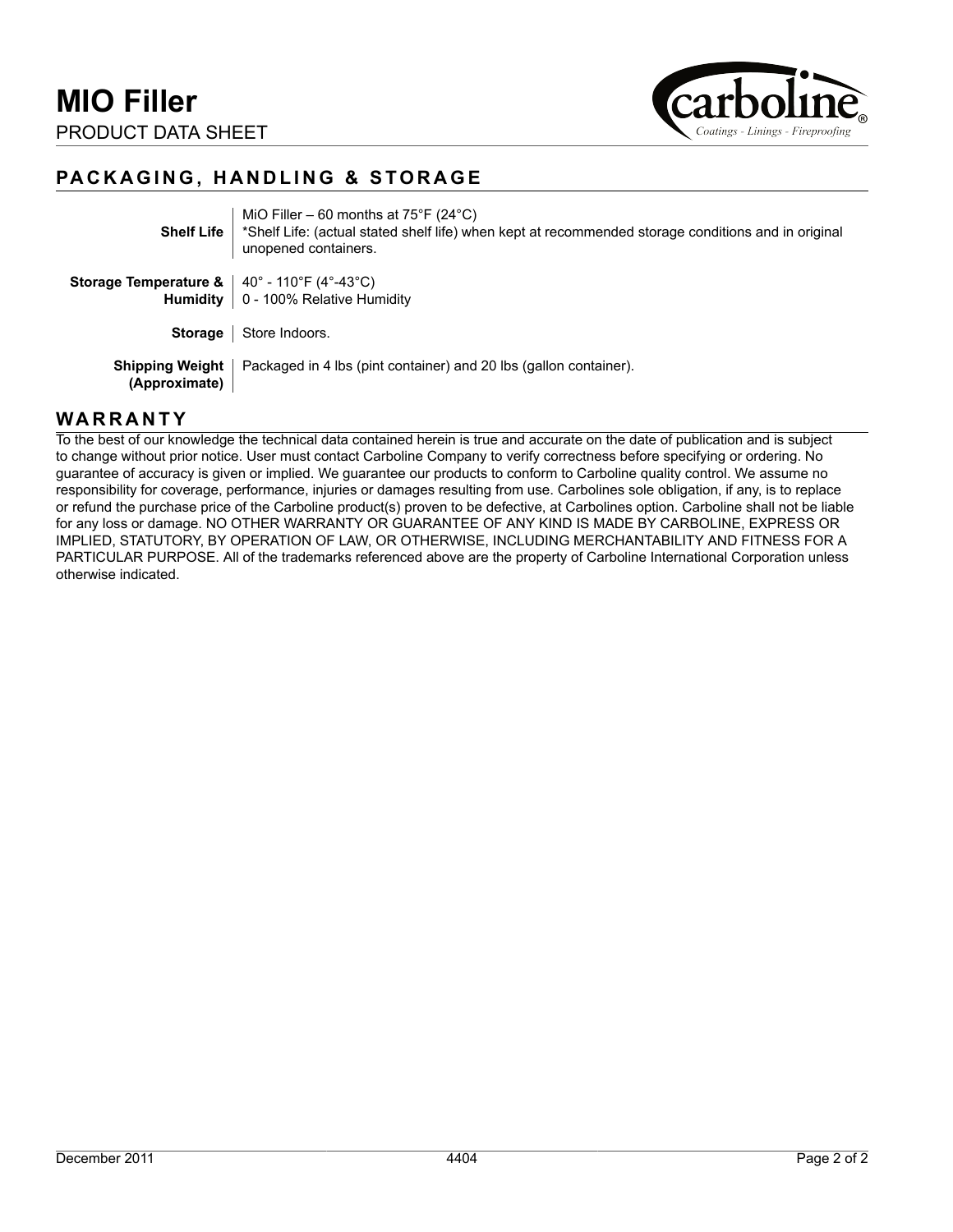# MIO Filler

PRODUCT DATA SHEET

## PACKAGING, HANDLING & STORAGE

| | |
|---|---|
| **Shelf Life** | MiO Filler – 60 months at 75°F (24°C)<br>*Shelf Life: (actual stated shelf life) when kept at recommended storage conditions and in original unopened containers. |
| **Storage Temperature & Humidity** | 40° - 110°F (4°-43°C)<br>0 - 100% Relative Humidity |
| **Storage** | Store Indoors. |
| **Shipping Weight (Approximate)** | Packaged in 4 lbs (pint container) and 20 lbs (gallon container). |

## WARRANTY

To the best of our knowledge the technical data contained herein is true and accurate on the date of publication and is subject to change without prior notice. User must contact Carboline Company to verify correctness before specifying or ordering. No guarantee of accuracy is given or implied. We guarantee our products to conform to Carboline quality control. We assume no responsibility for coverage, performance, injuries or damages resulting from use. Carbolines sole obligation, if any, is to replace or refund the purchase price of the Carboline product(s) proven to be defective, at Carbolines option. Carboline shall not be liable for any loss or damage. NO OTHER WARRANTY OR GUARANTEE OF ANY KIND IS MADE BY CARBOLINE, EXPRESS OR IMPLIED, STATUTORY, BY OPERATION OF LAW, OR OTHERWISE, INCLUDING MERCHANTABILITY AND FITNESS FOR A PARTICULAR PURPOSE. All of the trademarks referenced above are the property of Carboline International Corporation unless otherwise indicated.